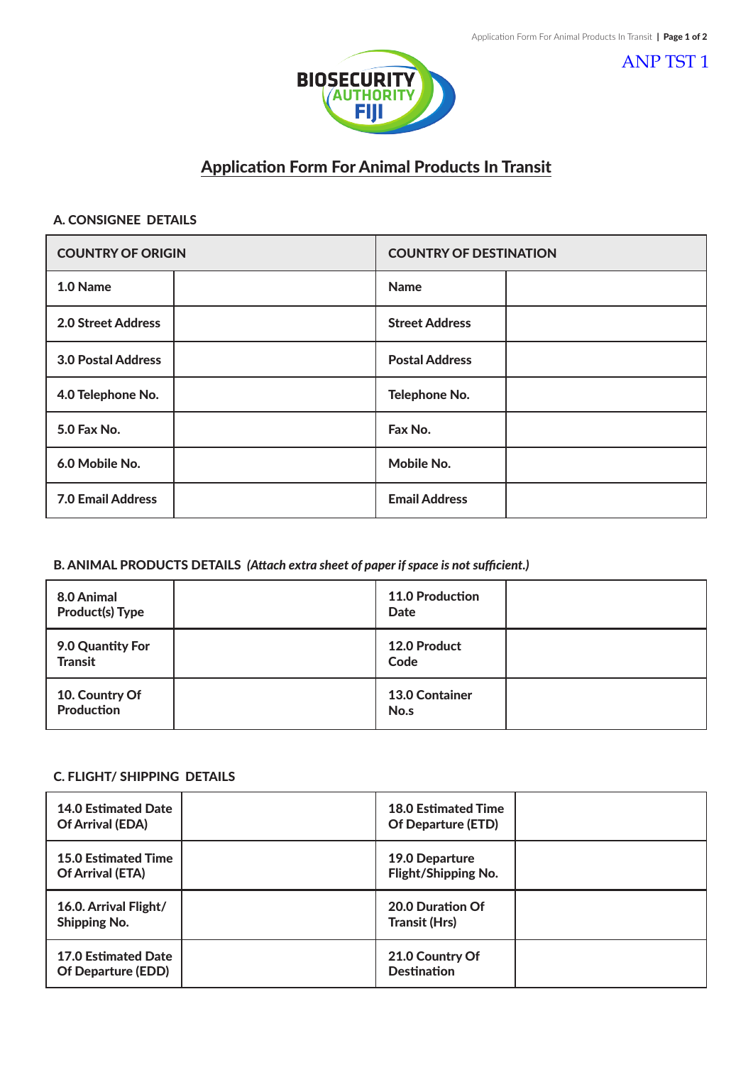ANP TST 1

BIOSECURITY AUTHORITY FIJI

# Application Form For Animal Products In Transit

## A. CONSIGNEE DETAILS

| COUNTRY OF ORIGIN | | COUNTRY OF DESTINATION | |
|---|---|---|---|
| **1.0 Name** | | **Name** | |
| **2.0 Street Address** | | **Street Address** | |
| **3.0 Postal Address** | | **Postal Address** | |
| **4.0 Telephone No.** | | **Telephone No.** | |
| **5.0 Fax No.** | | **Fax No.** | |
| **6.0 Mobile No.** | | **Mobile No.** | |
| **7.0 Email Address** | | **Email Address** | |

## B. ANIMAL PRODUCTS DETAILS *(Attach extra sheet of paper if space is not sufficient.)*

| | | | |
|---|---|---|---|
| **8.0 Animal Product(s) Type** | | **11.0 Production Date** | |
| **9.0 Quantity For Transit** | | **12.0 Product Code** | |
| **10. Country Of Production** | | **13.0 Container No.s** | |

## C. FLIGHT/ SHIPPING DETAILS

| | | | |
|---|---|---|---|
| **14.0 Estimated Date Of Arrival (EDA)** | | **18.0 Estimated Time Of Departure (ETD)** | |
| **15.0 Estimated Time Of Arrival (ETA)** | | **19.0 Departure Flight/Shipping No.** | |
| **16.0. Arrival Flight/ Shipping No.** | | **20.0 Duration Of Transit (Hrs)** | |
| **17.0 Estimated Date Of Departure (EDD)** | | **21.0 Country Of Destination** | |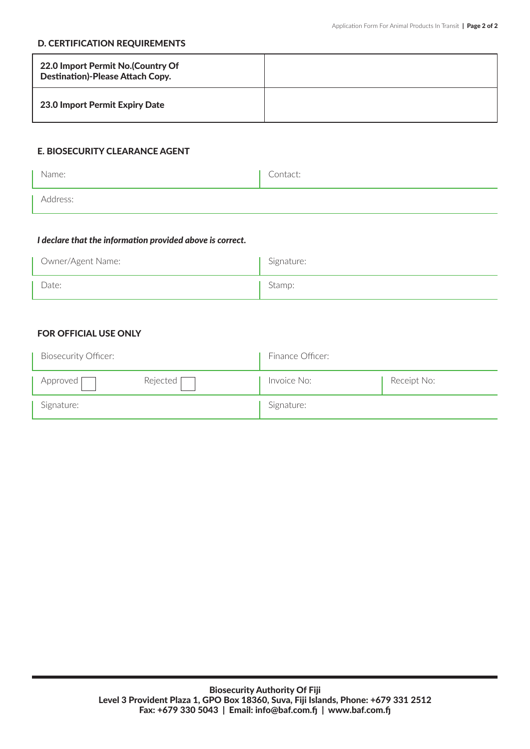### D. CERTIFICATION REQUIREMENTS

| | |
|---|---|
| **22.0 Import Permit No.(Country Of Destination)-Please Attach Copy.** | |
| **23.0 Import Permit Expiry Date** | |

### E. BIOSECURITY CLEARANCE AGENT

| | |
|---|---|
| Name: | Contact: |
| Address: | |

***I declare that the information provided above is correct.***

| | |
|---|---|
| Owner/Agent Name: | Signature: |
| Date: | Stamp: |

### FOR OFFICIAL USE ONLY

| | | | |
|---|---|---|---|
| Biosecurity Officer: | | Finance Officer: | |
| Approved ☐ | Rejected ☐ | Invoice No: | Receipt No: |
| Signature: | | Signature: | |

**Biosecurity Authority Of Fiji**
**Level 3 Provident Plaza 1, GPO Box 18360, Suva, Fiji Islands, Phone: +679 331 2512**
**Fax: +679 330 5043 | Email: info@baf.com.fj | www.baf.com.fj**